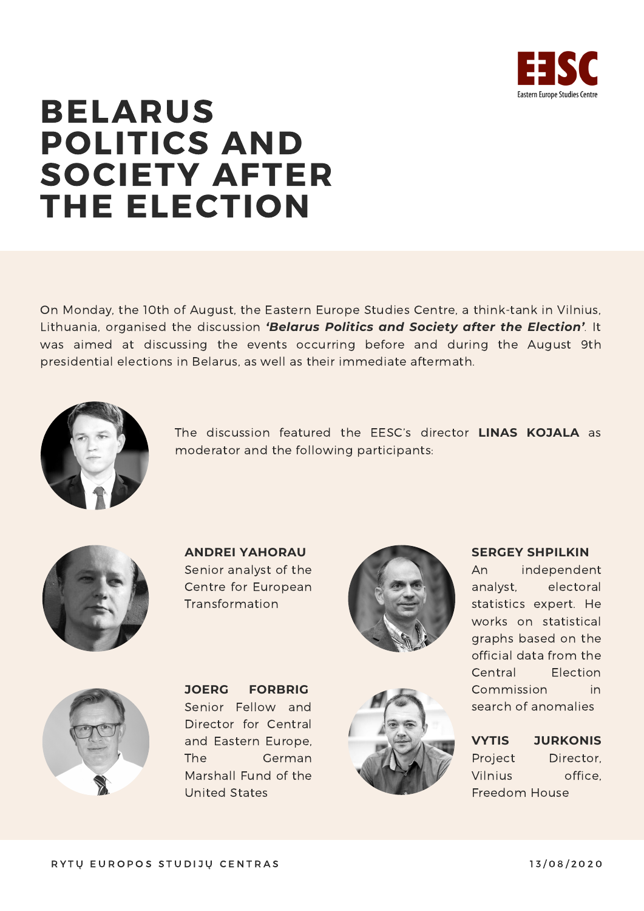EESC
Eastern Europe Studies Centre

# BELARUS POLITICS AND SOCIETY AFTER THE ELECTION

On Monday, the 10th of August, the Eastern Europe Studies Centre, a think-tank in Vilnius, Lithuania, organised the discussion ***'Belarus Politics and Society after the Election'***. It was aimed at discussing the events occurring before and during the August 9th presidential elections in Belarus, as well as their immediate aftermath.

The discussion featured the EESC's director **LINAS KOJALA** as moderator and the following participants:

**ANDREI YAHORAU**
Senior analyst of the Centre for European Transformation

**JOERG FORBRIG**
Senior Fellow and Director for Central and Eastern Europe, The German Marshall Fund of the United States

**SERGEY SHPILKIN**
An independent analyst, electoral statistics expert. He works on statistical graphs based on the official data from the Central Election Commission in search of anomalies

**VYTIS JURKONIS**
Project Director, Vilnius office, Freedom House

RYTŲ EUROPOS STUDIJŲ CENTRAS

13/08/2020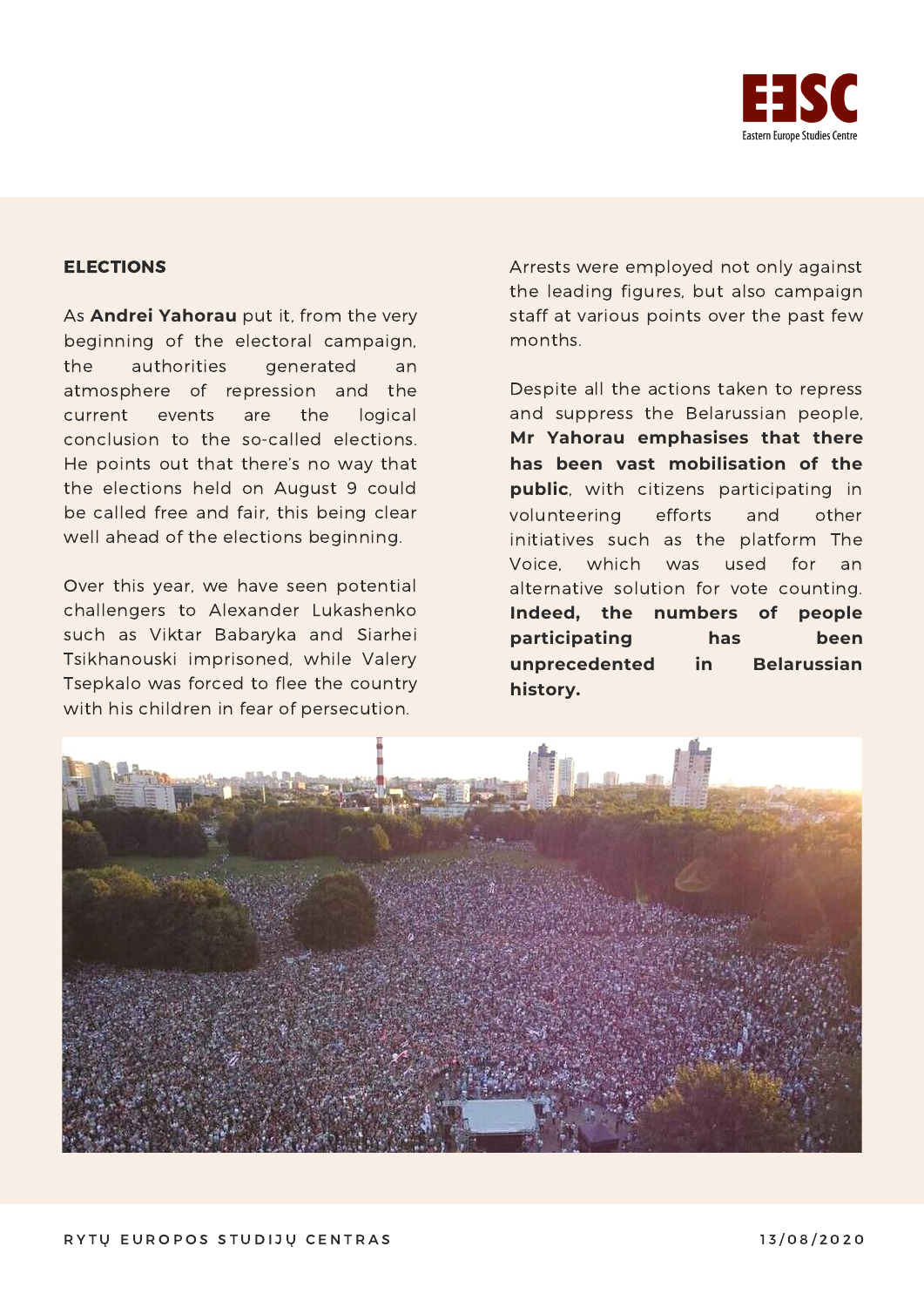## ELECTIONS

As **Andrei Yahorau** put it, from the very beginning of the electoral campaign, the authorities generated an atmosphere of repression and the current events are the logical conclusion to the so-called elections. He points out that there's no way that the elections held on August 9 could be called free and fair, this being clear well ahead of the elections beginning.

Over this year, we have seen potential challengers to Alexander Lukashenko such as Viktar Babaryka and Siarhei Tsikhanouski imprisoned, while Valery Tsepkalo was forced to flee the country with his children in fear of persecution.

Arrests were employed not only against the leading figures, but also campaign staff at various points over the past few months.

Despite all the actions taken to repress and suppress the Belarussian people, **Mr Yahorau emphasises that there has been vast mobilisation of the public**, with citizens participating in volunteering efforts and other initiatives such as the platform The Voice, which was used for an alternative solution for vote counting. **Indeed, the numbers of people participating has been unprecedented in Belarussian history.**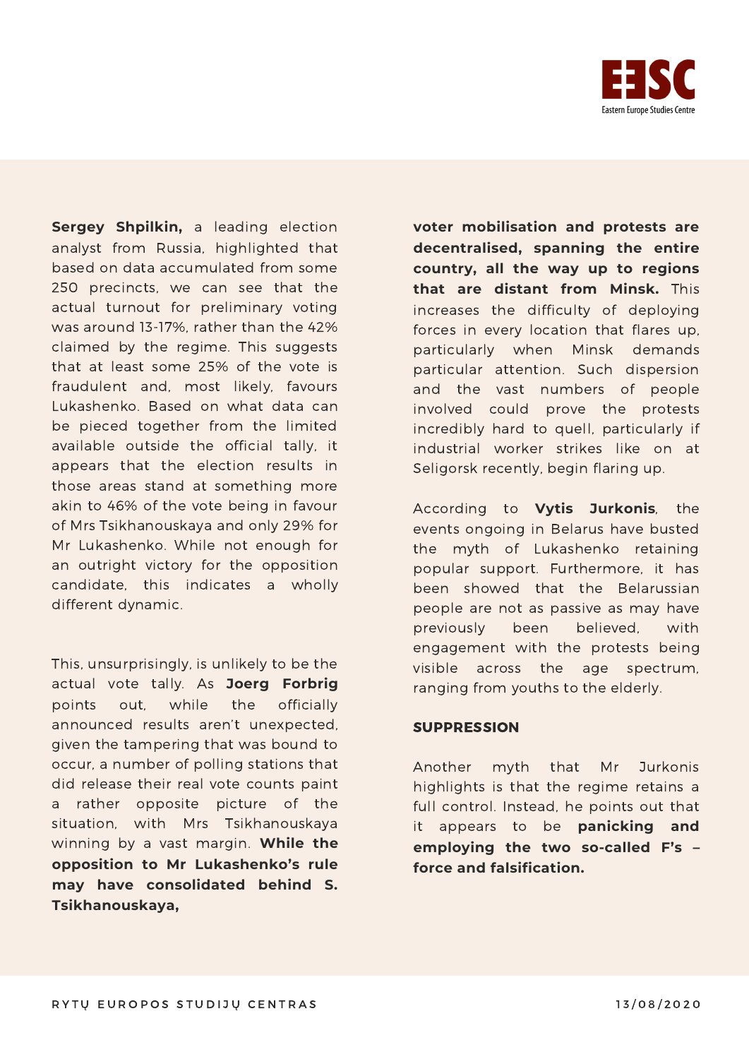**Sergey Shpilkin,** a leading election analyst from Russia, highlighted that based on data accumulated from some 250 precincts, we can see that the actual turnout for preliminary voting was around 13-17%, rather than the 42% claimed by the regime. This suggests that at least some 25% of the vote is fraudulent and, most likely, favours Lukashenko. Based on what data can be pieced together from the limited available outside the official tally, it appears that the election results in those areas stand at something more akin to 46% of the vote being in favour of Mrs Tsikhanouskaya and only 29% for Mr Lukashenko. While not enough for an outright victory for the opposition candidate, this indicates a wholly different dynamic.

This, unsurprisingly, is unlikely to be the actual vote tally. As **Joerg Forbrig** points out, while the officially announced results aren't unexpected, given the tampering that was bound to occur, a number of polling stations that did release their real vote counts paint a rather opposite picture of the situation, with Mrs Tsikhanouskaya winning by a vast margin. **While the opposition to Mr Lukashenko's rule may have consolidated behind S. Tsikhanouskaya, voter mobilisation and protests are decentralised, spanning the entire country, all the way up to regions that are distant from Minsk.** This increases the difficulty of deploying forces in every location that flares up, particularly when Minsk demands particular attention. Such dispersion and the vast numbers of people involved could prove the protests incredibly hard to quell, particularly if industrial worker strikes like on at Seligorsk recently, begin flaring up.

According to **Vytis Jurkonis**, the events ongoing in Belarus have busted the myth of Lukashenko retaining popular support. Furthermore, it has been showed that the Belarussian people are not as passive as may have previously been believed, with engagement with the protests being visible across the age spectrum, ranging from youths to the elderly.

## SUPPRESSION

Another myth that Mr Jurkonis highlights is that the regime retains a full control. Instead, he points out that it appears to be **panicking and employing the two so-called F's – force and falsification.**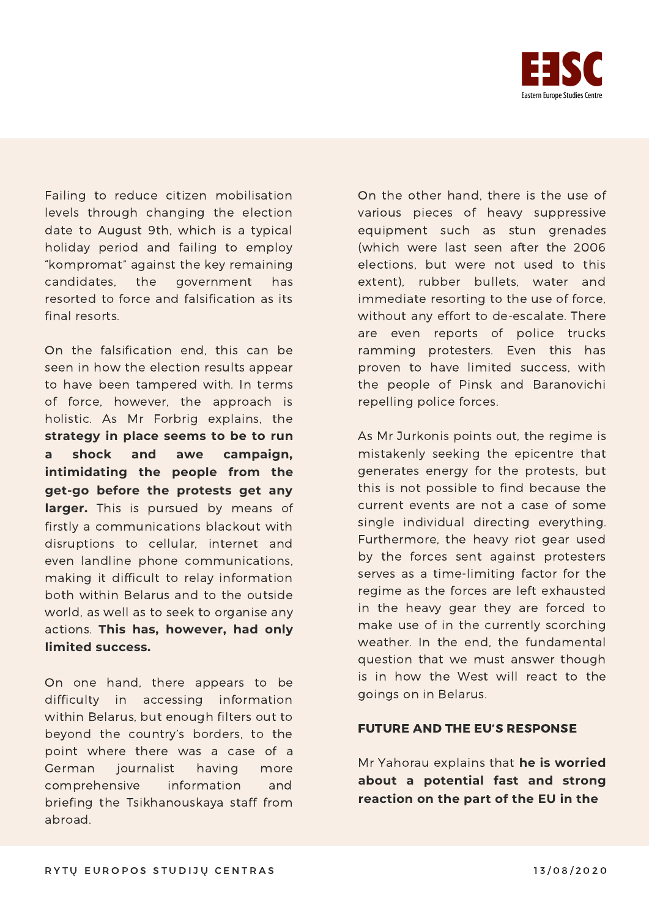Failing to reduce citizen mobilisation levels through changing the election date to August 9th, which is a typical holiday period and failing to employ "kompromat" against the key remaining candidates, the government has resorted to force and falsification as its final resorts.

On the falsification end, this can be seen in how the election results appear to have been tampered with. In terms of force, however, the approach is holistic. As Mr Forbrig explains, the **strategy in place seems to be to run a shock and awe campaign, intimidating the people from the get-go before the protests get any larger.** This is pursued by means of firstly a communications blackout with disruptions to cellular, internet and even landline phone communications, making it difficult to relay information both within Belarus and to the outside world, as well as to seek to organise any actions. **This has, however, had only limited success.**

On one hand, there appears to be difficulty in accessing information within Belarus, but enough filters out to beyond the country's borders, to the point where there was a case of a German journalist having more comprehensive information and briefing the Tsikhanouskaya staff from abroad.

On the other hand, there is the use of various pieces of heavy suppressive equipment such as stun grenades (which were last seen after the 2006 elections, but were not used to this extent), rubber bullets, water and immediate resorting to the use of force, without any effort to de-escalate. There are even reports of police trucks ramming protesters. Even this has proven to have limited success, with the people of Pinsk and Baranovichi repelling police forces.

As Mr Jurkonis points out, the regime is mistakenly seeking the epicentre that generates energy for the protests, but this is not possible to find because the current events are not a case of some single individual directing everything. Furthermore, the heavy riot gear used by the forces sent against protesters serves as a time-limiting factor for the regime as the forces are left exhausted in the heavy gear they are forced to make use of in the currently scorching weather. In the end, the fundamental question that we must answer though is in how the West will react to the goings on in Belarus.

## FUTURE AND THE EU'S RESPONSE

Mr Yahorau explains that **he is worried about a potential fast and strong reaction on the part of the EU in the**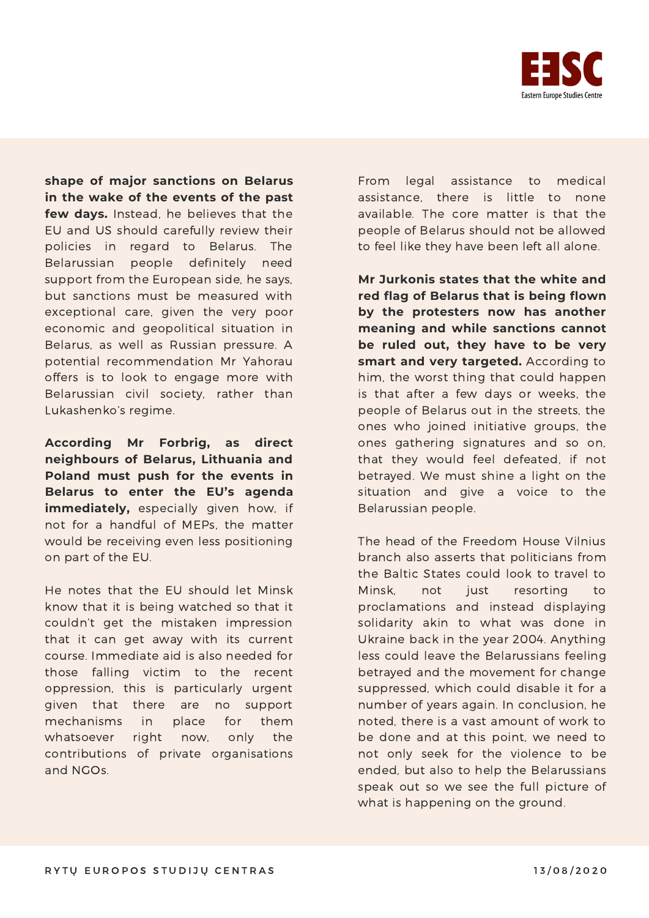**shape of major sanctions on Belarus in the wake of the events of the past few days.** Instead, he believes that the EU and US should carefully review their policies in regard to Belarus. The Belarussian people definitely need support from the European side, he says, but sanctions must be measured with exceptional care, given the very poor economic and geopolitical situation in Belarus, as well as Russian pressure. A potential recommendation Mr Yahorau offers is to look to engage more with Belarussian civil society, rather than Lukashenko's regime.

**According Mr Forbrig, as direct neighbours of Belarus, Lithuania and Poland must push for the events in Belarus to enter the EU's agenda immediately,** especially given how, if not for a handful of MEPs, the matter would be receiving even less positioning on part of the EU.

He notes that the EU should let Minsk know that it is being watched so that it couldn't get the mistaken impression that it can get away with its current course. Immediate aid is also needed for those falling victim to the recent oppression, this is particularly urgent given that there are no support mechanisms in place for them whatsoever right now, only the contributions of private organisations and NGOs.

From legal assistance to medical assistance, there is little to none available. The core matter is that the people of Belarus should not be allowed to feel like they have been left all alone.

**Mr Jurkonis states that the white and red flag of Belarus that is being flown by the protesters now has another meaning and while sanctions cannot be ruled out, they have to be very smart and very targeted.** According to him, the worst thing that could happen is that after a few days or weeks, the people of Belarus out in the streets, the ones who joined initiative groups, the ones gathering signatures and so on, that they would feel defeated, if not betrayed. We must shine a light on the situation and give a voice to the Belarussian people.

The head of the Freedom House Vilnius branch also asserts that politicians from the Baltic States could look to travel to Minsk, not just resorting to proclamations and instead displaying solidarity akin to what was done in Ukraine back in the year 2004. Anything less could leave the Belarussians feeling betrayed and the movement for change suppressed, which could disable it for a number of years again. In conclusion, he noted, there is a vast amount of work to be done and at this point, we need to not only seek for the violence to be ended, but also to help the Belarussians speak out so we see the full picture of what is happening on the ground.